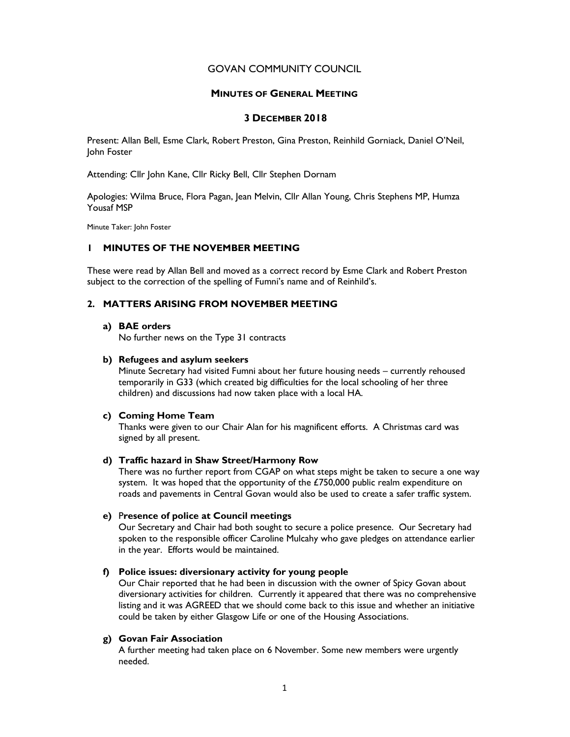# GOVAN COMMUNITY COUNCIL

## MINUTES OF GENERAL MEETING

## 3 DECEMBER 2018

Present: Allan Bell, Esme Clark, Robert Preston, Gina Preston, Reinhild Gorniack, Daniel O'Neil, John Foster

Attending: Cllr John Kane, Cllr Ricky Bell, Cllr Stephen Dornam

Apologies: Wilma Bruce, Flora Pagan, Jean Melvin, Cllr Allan Young, Chris Stephens MP, Humza Yousaf MSP

Minute Taker: John Foster

### 1 MINUTES OF THE NOVEMBER MEETING

These were read by Allan Bell and moved as a correct record by Esme Clark and Robert Preston subject to the correction of the spelling of Fumni's name and of Reinhild's.

### 2. MATTERS ARISING FROM NOVEMBER MEETING

**a) BAE orders**

No further news on the Type 31 contracts

**b) Refugees and asylum seekers**

Minute Secretary had visited Fumni about her future housing needs – currently rehoused temporarily in G33 (which created big difficulties for the local schooling of her three children) and discussions had now taken place with a local HA.

**c) Coming Home Team**

Thanks were given to our Chair Alan for his magnificent efforts. A Christmas card was signed by all present.

**d) Traffic hazard in Shaw Street/Harmony Row**

There was no further report from CGAP on what steps might be taken to secure a one way system. It was hoped that the opportunity of the £750,000 public realm expenditure on roads and pavements in Central Govan would also be used to create a safer traffic system.

**e) Presence of police at Council meetings**

Our Secretary and Chair had both sought to secure a police presence. Our Secretary had spoken to the responsible officer Caroline Mulcahy who gave pledges on attendance earlier in the year. Efforts would be maintained.

**f) Police issues: diversionary activity for young people**

Our Chair reported that he had been in discussion with the owner of Spicy Govan about diversionary activities for children. Currently it appeared that there was no comprehensive listing and it was AGREED that we should come back to this issue and whether an initiative could be taken by either Glasgow Life or one of the Housing Associations.

**g) Govan Fair Association**

A further meeting had taken place on 6 November. Some new members were urgently needed.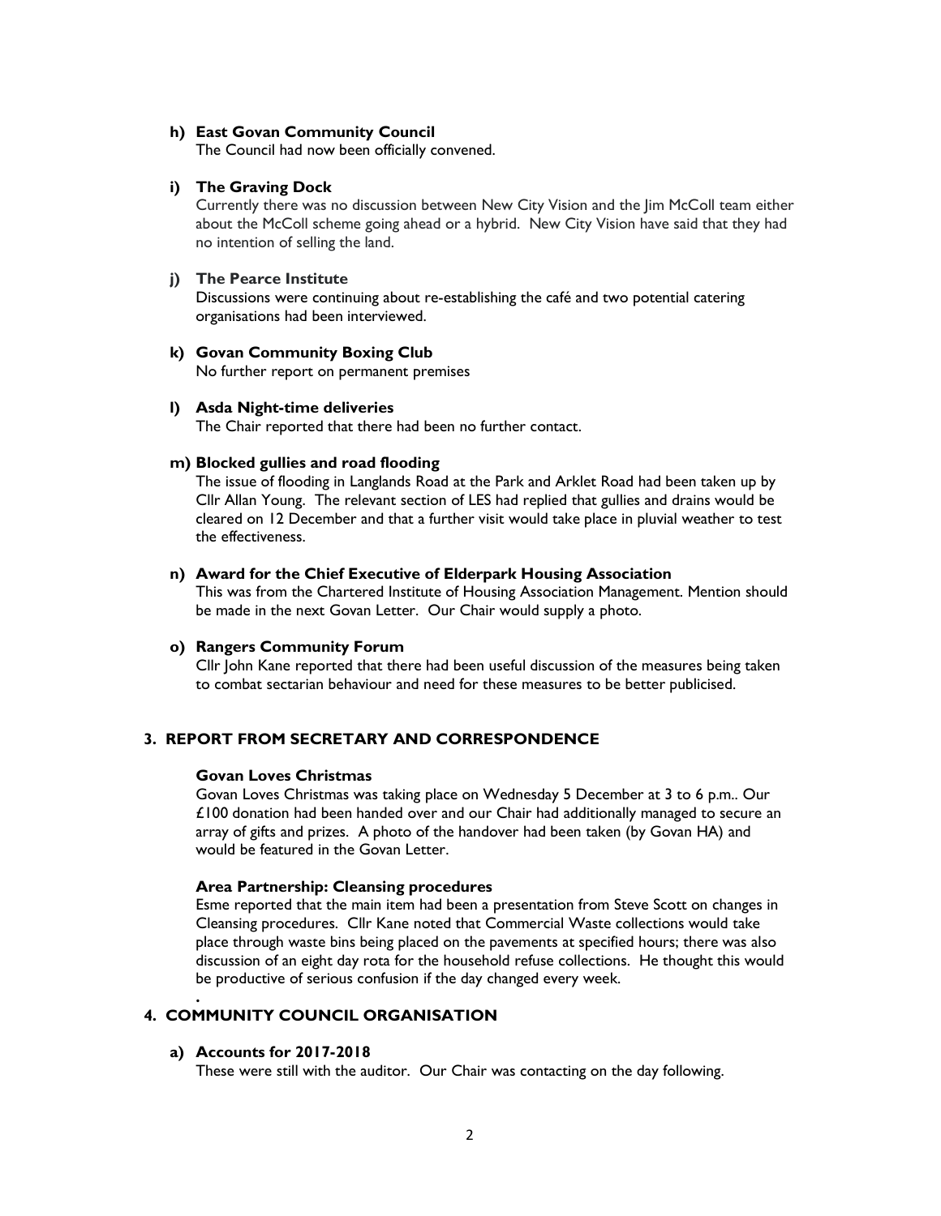**h) East Govan Community Council**

The Council had now been officially convened.

**i) The Graving Dock**

Currently there was no discussion between New City Vision and the Jim McColl team either about the McColl scheme going ahead or a hybrid. New City Vision have said that they had no intention of selling the land.

**j) The Pearce Institute**

Discussions were continuing about re-establishing the café and two potential catering organisations had been interviewed.

**k) Govan Community Boxing Club**

No further report on permanent premises

**l) Asda Night-time deliveries**

The Chair reported that there had been no further contact.

**m) Blocked gullies and road flooding**

The issue of flooding in Langlands Road at the Park and Arklet Road had been taken up by Cllr Allan Young. The relevant section of LES had replied that gullies and drains would be cleared on 12 December and that a further visit would take place in pluvial weather to test the effectiveness.

**n) Award for the Chief Executive of Elderpark Housing Association**

This was from the Chartered Institute of Housing Association Management. Mention should be made in the next Govan Letter. Our Chair would supply a photo.

**o) Rangers Community Forum**

Cllr John Kane reported that there had been useful discussion of the measures being taken to combat sectarian behaviour and need for these measures to be better publicised.

## 3. REPORT FROM SECRETARY AND CORRESPONDENCE

**Govan Loves Christmas**

Govan Loves Christmas was taking place on Wednesday 5 December at 3 to 6 p.m.. Our £100 donation had been handed over and our Chair had additionally managed to secure an array of gifts and prizes. A photo of the handover had been taken (by Govan HA) and would be featured in the Govan Letter.

**Area Partnership: Cleansing procedures**

Esme reported that the main item had been a presentation from Steve Scott on changes in Cleansing procedures. Cllr Kane noted that Commercial Waste collections would take place through waste bins being placed on the pavements at specified hours; there was also discussion of an eight day rota for the household refuse collections. He thought this would be productive of serious confusion if the day changed every week.

.

## 4. COMMUNITY COUNCIL ORGANISATION

**a) Accounts for 2017-2018**

These were still with the auditor. Our Chair was contacting on the day following.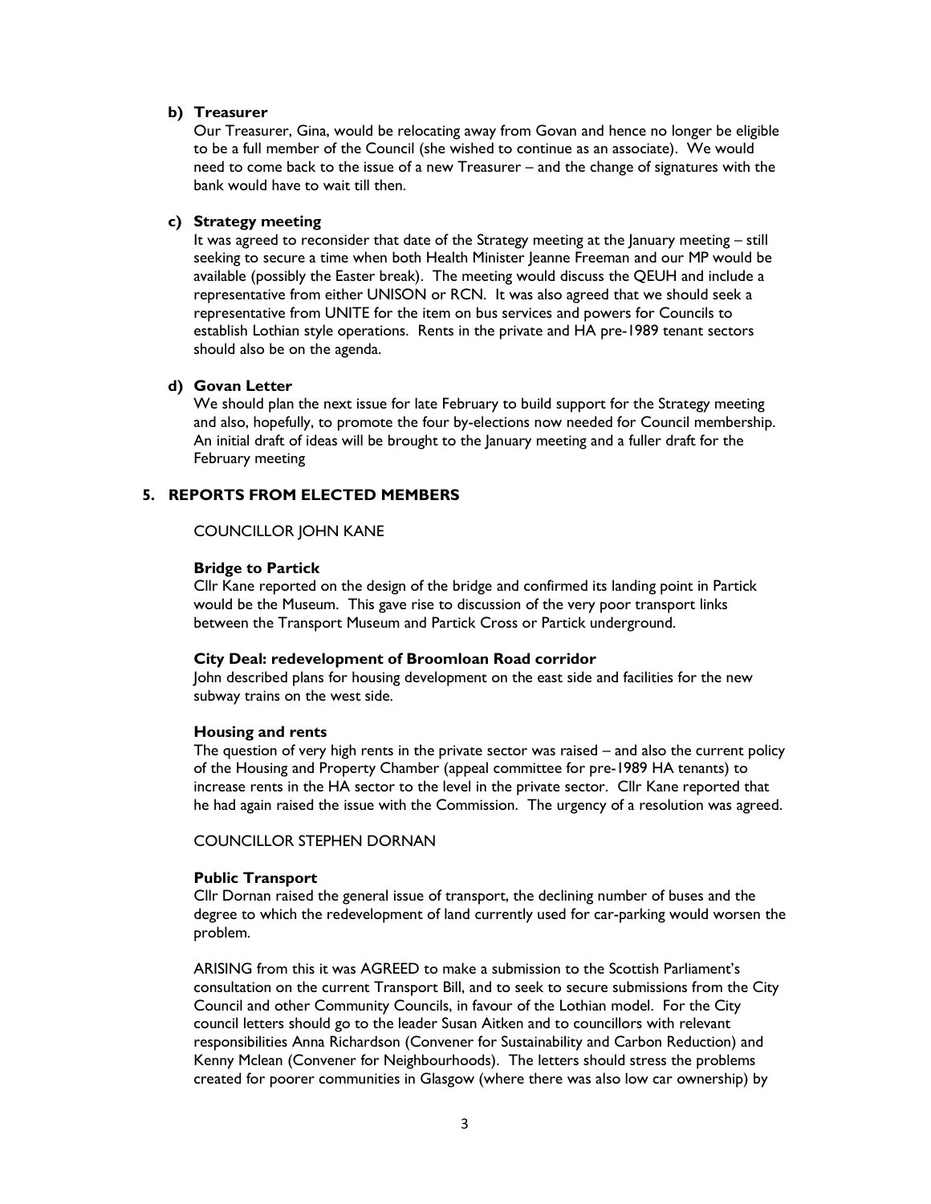**b) Treasurer**

Our Treasurer, Gina, would be relocating away from Govan and hence no longer be eligible to be a full member of the Council (she wished to continue as an associate). We would need to come back to the issue of a new Treasurer – and the change of signatures with the bank would have to wait till then.

**c) Strategy meeting**

It was agreed to reconsider that date of the Strategy meeting at the January meeting – still seeking to secure a time when both Health Minister Jeanne Freeman and our MP would be available (possibly the Easter break). The meeting would discuss the QEUH and include a representative from either UNISON or RCN. It was also agreed that we should seek a representative from UNITE for the item on bus services and powers for Councils to establish Lothian style operations. Rents in the private and HA pre-1989 tenant sectors should also be on the agenda.

**d) Govan Letter**

We should plan the next issue for late February to build support for the Strategy meeting and also, hopefully, to promote the four by-elections now needed for Council membership. An initial draft of ideas will be brought to the January meeting and a fuller draft for the February meeting

## 5. REPORTS FROM ELECTED MEMBERS

COUNCILLOR JOHN KANE

**Bridge to Partick**

Cllr Kane reported on the design of the bridge and confirmed its landing point in Partick would be the Museum. This gave rise to discussion of the very poor transport links between the Transport Museum and Partick Cross or Partick underground.

**City Deal: redevelopment of Broomloan Road corridor**

John described plans for housing development on the east side and facilities for the new subway trains on the west side.

**Housing and rents**

The question of very high rents in the private sector was raised – and also the current policy of the Housing and Property Chamber (appeal committee for pre-1989 HA tenants) to increase rents in the HA sector to the level in the private sector. Cllr Kane reported that he had again raised the issue with the Commission. The urgency of a resolution was agreed.

COUNCILLOR STEPHEN DORNAN

**Public Transport**

Cllr Dornan raised the general issue of transport, the declining number of buses and the degree to which the redevelopment of land currently used for car-parking would worsen the problem.

ARISING from this it was AGREED to make a submission to the Scottish Parliament's consultation on the current Transport Bill, and to seek to secure submissions from the City Council and other Community Councils, in favour of the Lothian model. For the City council letters should go to the leader Susan Aitken and to councillors with relevant responsibilities Anna Richardson (Convener for Sustainability and Carbon Reduction) and Kenny Mclean (Convener for Neighbourhoods). The letters should stress the problems created for poorer communities in Glasgow (where there was also low car ownership) by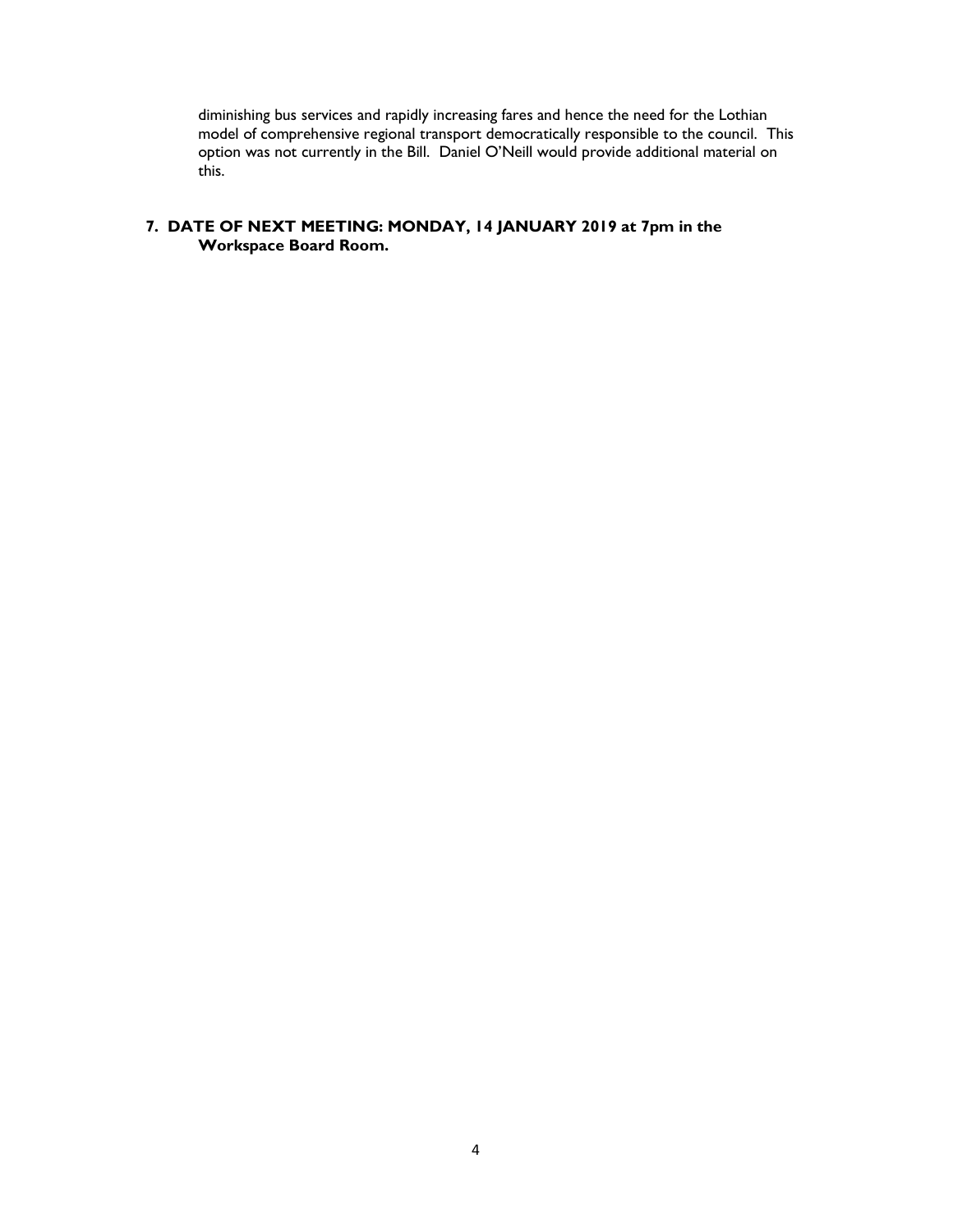diminishing bus services and rapidly increasing fares and hence the need for the Lothian model of comprehensive regional transport democratically responsible to the council. This option was not currently in the Bill. Daniel O'Neill would provide additional material on this.

**7. DATE OF NEXT MEETING: MONDAY, 14 JANUARY 2019 at 7pm in the Workspace Board Room.**